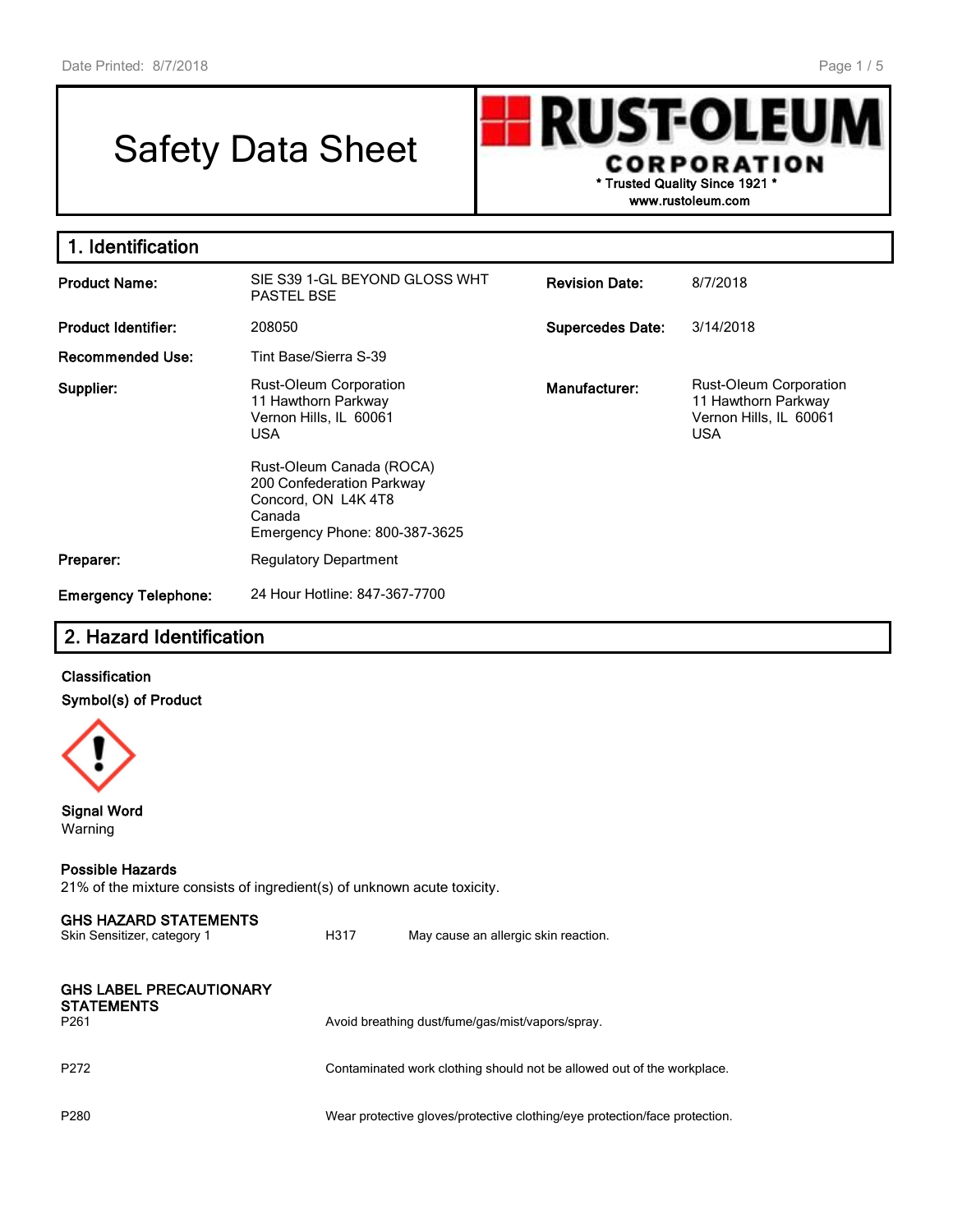# Safety Data Sheet

**RUST-OLEUM CORPORATION**
\* Trusted Quality Since 1921 \*
www.rustoleum.com

## 1. Identification

| | | | |
|---|---|---|---|
| **Product Name:** | SIE S39 1-GL BEYOND GLOSS WHT PASTEL BSE | **Revision Date:** | 8/7/2018 |
| **Product Identifier:** | 208050 | **Supercedes Date:** | 3/14/2018 |
| **Recommended Use:** | Tint Base/Sierra S-39 | | |
| **Supplier:** | Rust-Oleum Corporation<br>11 Hawthorn Parkway<br>Vernon Hills, IL 60061<br>USA<br><br>Rust-Oleum Canada (ROCA)<br>200 Confederation Parkway<br>Concord, ON L4K 4T8<br>Canada<br>Emergency Phone: 800-387-3625 | **Manufacturer:** | Rust-Oleum Corporation<br>11 Hawthorn Parkway<br>Vernon Hills, IL 60061<br>USA |
| **Preparer:** | Regulatory Department | | |
| **Emergency Telephone:** | 24 Hour Hotline: 847-367-7700 | | |

## 2. Hazard Identification

**Classification**

**Symbol(s) of Product**

**Signal Word**
Warning

**Possible Hazards**
21% of the mixture consists of ingredient(s) of unknown acute toxicity.

**GHS HAZARD STATEMENTS**

| | | |
|---|---|---|
| Skin Sensitizer, category 1 | H317 | May cause an allergic skin reaction. |

**GHS LABEL PRECAUTIONARY STATEMENTS**

| | |
|---|---|
| P261 | Avoid breathing dust/fume/gas/mist/vapors/spray. |
| P272 | Contaminated work clothing should not be allowed out of the workplace. |
| P280 | Wear protective gloves/protective clothing/eye protection/face protection. |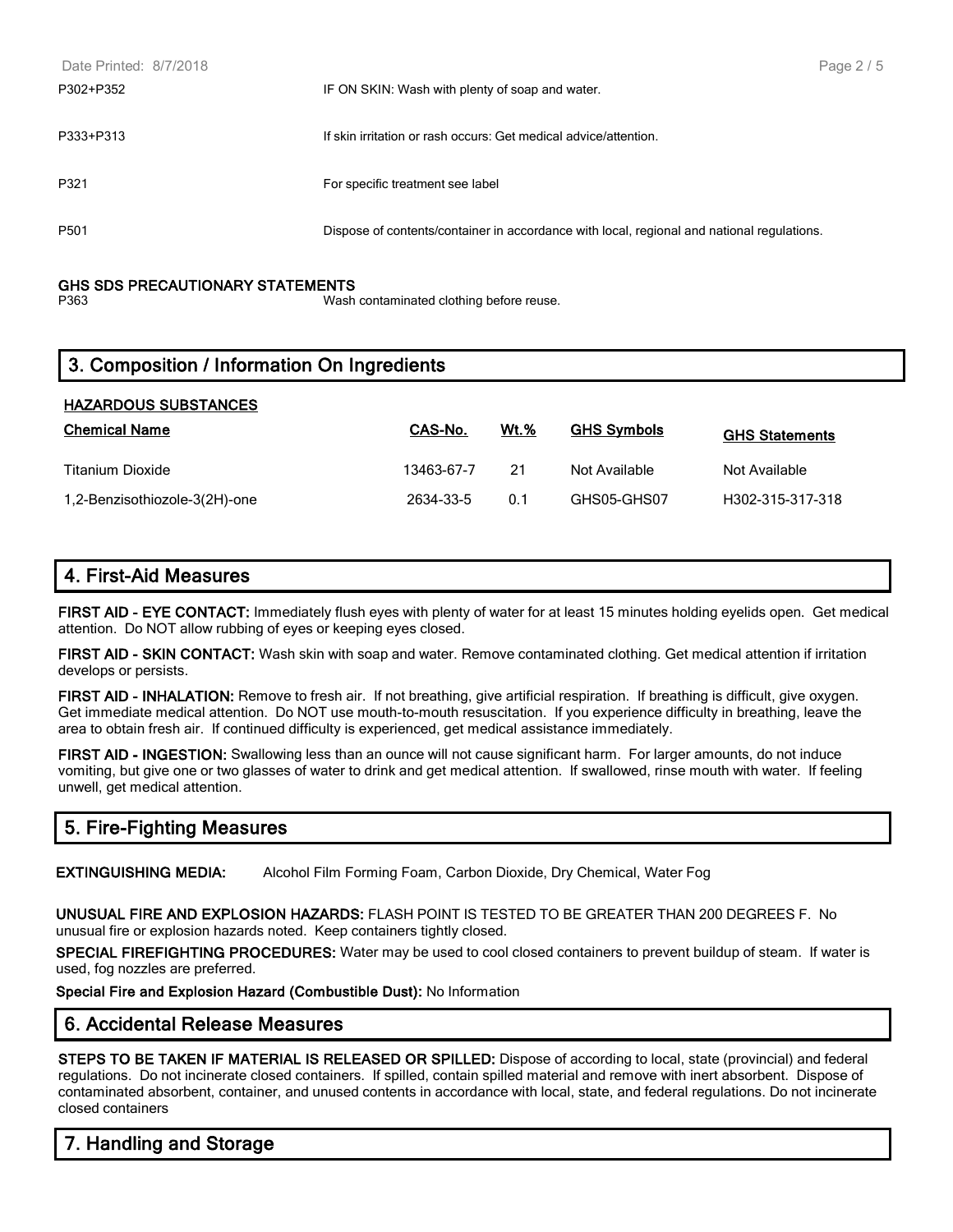| | |
|---|---|
| P302+P352 | IF ON SKIN: Wash with plenty of soap and water. |
| P333+P313 | If skin irritation or rash occurs: Get medical advice/attention. |
| P321 | For specific treatment see label |
| P501 | Dispose of contents/container in accordance with local, regional and national regulations. |

**GHS SDS PRECAUTIONARY STATEMENTS**

| | |
|---|---|
| P363 | Wash contaminated clothing before reuse. |

## 3. Composition / Information On Ingredients

**HAZARDOUS SUBSTANCES**

| Chemical Name | CAS-No. | Wt.% | GHS Symbols | GHS Statements |
|---|---|---|---|---|
| Titanium Dioxide | 13463-67-7 | 21 | Not Available | Not Available |
| 1,2-Benzisothiozole-3(2H)-one | 2634-33-5 | 0.1 | GHS05-GHS07 | H302-315-317-318 |

## 4. First-Aid Measures

**FIRST AID - EYE CONTACT:** Immediately flush eyes with plenty of water for at least 15 minutes holding eyelids open. Get medical attention. Do NOT allow rubbing of eyes or keeping eyes closed.

**FIRST AID - SKIN CONTACT:** Wash skin with soap and water. Remove contaminated clothing. Get medical attention if irritation develops or persists.

**FIRST AID - INHALATION:** Remove to fresh air. If not breathing, give artificial respiration. If breathing is difficult, give oxygen. Get immediate medical attention. Do NOT use mouth-to-mouth resuscitation. If you experience difficulty in breathing, leave the area to obtain fresh air. If continued difficulty is experienced, get medical assistance immediately.

**FIRST AID - INGESTION:** Swallowing less than an ounce will not cause significant harm. For larger amounts, do not induce vomiting, but give one or two glasses of water to drink and get medical attention. If swallowed, rinse mouth with water. If feeling unwell, get medical attention.

## 5. Fire-Fighting Measures

**EXTINGUISHING MEDIA:** Alcohol Film Forming Foam, Carbon Dioxide, Dry Chemical, Water Fog

**UNUSUAL FIRE AND EXPLOSION HAZARDS:** FLASH POINT IS TESTED TO BE GREATER THAN 200 DEGREES F. No unusual fire or explosion hazards noted. Keep containers tightly closed.

**SPECIAL FIREFIGHTING PROCEDURES:** Water may be used to cool closed containers to prevent buildup of steam. If water is used, fog nozzles are preferred.

**Special Fire and Explosion Hazard (Combustible Dust):** No Information

## 6. Accidental Release Measures

**STEPS TO BE TAKEN IF MATERIAL IS RELEASED OR SPILLED:** Dispose of according to local, state (provincial) and federal regulations. Do not incinerate closed containers. If spilled, contain spilled material and remove with inert absorbent. Dispose of contaminated absorbent, container, and unused contents in accordance with local, state, and federal regulations. Do not incinerate closed containers

## 7. Handling and Storage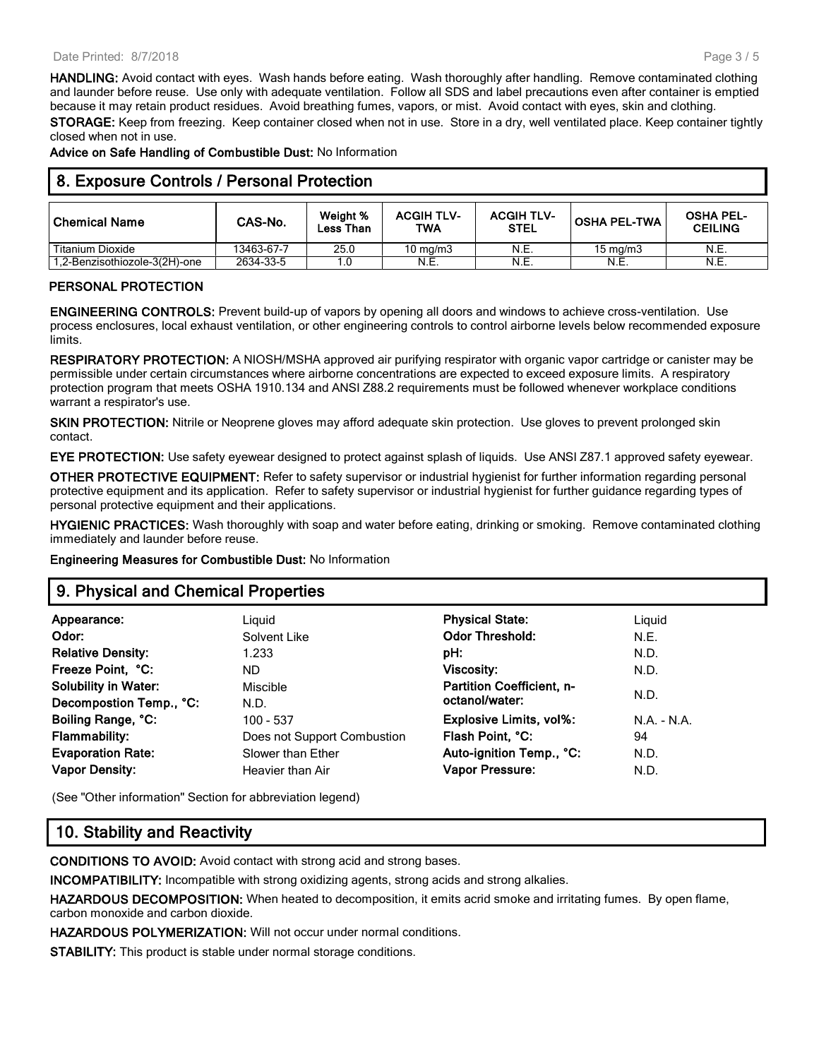**HANDLING:** Avoid contact with eyes. Wash hands before eating. Wash thoroughly after handling. Remove contaminated clothing and launder before reuse. Use only with adequate ventilation. Follow all SDS and label precautions even after container is emptied because it may retain product residues. Avoid breathing fumes, vapors, or mist. Avoid contact with eyes, skin and clothing.

**STORAGE:** Keep from freezing. Keep container closed when not in use. Store in a dry, well ventilated place. Keep container tightly closed when not in use.

**Advice on Safe Handling of Combustible Dust:** No Information

## 8. Exposure Controls / Personal Protection

| Chemical Name | CAS-No. | Weight % Less Than | ACGIH TLV-TWA | ACGIH TLV-STEL | OSHA PEL-TWA | OSHA PEL-CEILING |
|---|---|---|---|---|---|---|
| Titanium Dioxide | 13463-67-7 | 25.0 | 10 mg/m3 | N.E. | 15 mg/m3 | N.E. |
| 1,2-Benzisothiozole-3(2H)-one | 2634-33-5 | 1.0 | N.E. | N.E. | N.E. | N.E. |

### PERSONAL PROTECTION

**ENGINEERING CONTROLS:** Prevent build-up of vapors by opening all doors and windows to achieve cross-ventilation. Use process enclosures, local exhaust ventilation, or other engineering controls to control airborne levels below recommended exposure limits.

**RESPIRATORY PROTECTION:** A NIOSH/MSHA approved air purifying respirator with organic vapor cartridge or canister may be permissible under certain circumstances where airborne concentrations are expected to exceed exposure limits. A respiratory protection program that meets OSHA 1910.134 and ANSI Z88.2 requirements must be followed whenever workplace conditions warrant a respirator's use.

**SKIN PROTECTION:** Nitrile or Neoprene gloves may afford adequate skin protection. Use gloves to prevent prolonged skin contact.

**EYE PROTECTION:** Use safety eyewear designed to protect against splash of liquids. Use ANSI Z87.1 approved safety eyewear.

**OTHER PROTECTIVE EQUIPMENT:** Refer to safety supervisor or industrial hygienist for further information regarding personal protective equipment and its application. Refer to safety supervisor or industrial hygienist for further guidance regarding types of personal protective equipment and their applications.

**HYGIENIC PRACTICES:** Wash thoroughly with soap and water before eating, drinking or smoking. Remove contaminated clothing immediately and launder before reuse.

**Engineering Measures for Combustible Dust:** No Information

## 9. Physical and Chemical Properties

| | | | |
|---|---|---|---|
| **Appearance:** | Liquid | **Physical State:** | Liquid |
| **Odor:** | Solvent Like | **Odor Threshold:** | N.E. |
| **Relative Density:** | 1.233 | **pH:** | N.D. |
| **Freeze Point, °C:** | ND | **Viscosity:** | N.D. |
| **Solubility in Water:** | Miscible | **Partition Coefficient, n-octanol/water:** | N.D. |
| **Decompostion Temp., °C:** | N.D. | | |
| **Boiling Range, °C:** | 100 - 537 | **Explosive Limits, vol%:** | N.A. - N.A. |
| **Flammability:** | Does not Support Combustion | **Flash Point, °C:** | 94 |
| **Evaporation Rate:** | Slower than Ether | **Auto-ignition Temp., °C:** | N.D. |
| **Vapor Density:** | Heavier than Air | **Vapor Pressure:** | N.D. |

(See "Other information" Section for abbreviation legend)

## 10. Stability and Reactivity

**CONDITIONS TO AVOID:** Avoid contact with strong acid and strong bases.

**INCOMPATIBILITY:** Incompatible with strong oxidizing agents, strong acids and strong alkalies.

**HAZARDOUS DECOMPOSITION:** When heated to decomposition, it emits acrid smoke and irritating fumes. By open flame, carbon monoxide and carbon dioxide.

**HAZARDOUS POLYMERIZATION:** Will not occur under normal conditions.

**STABILITY:** This product is stable under normal storage conditions.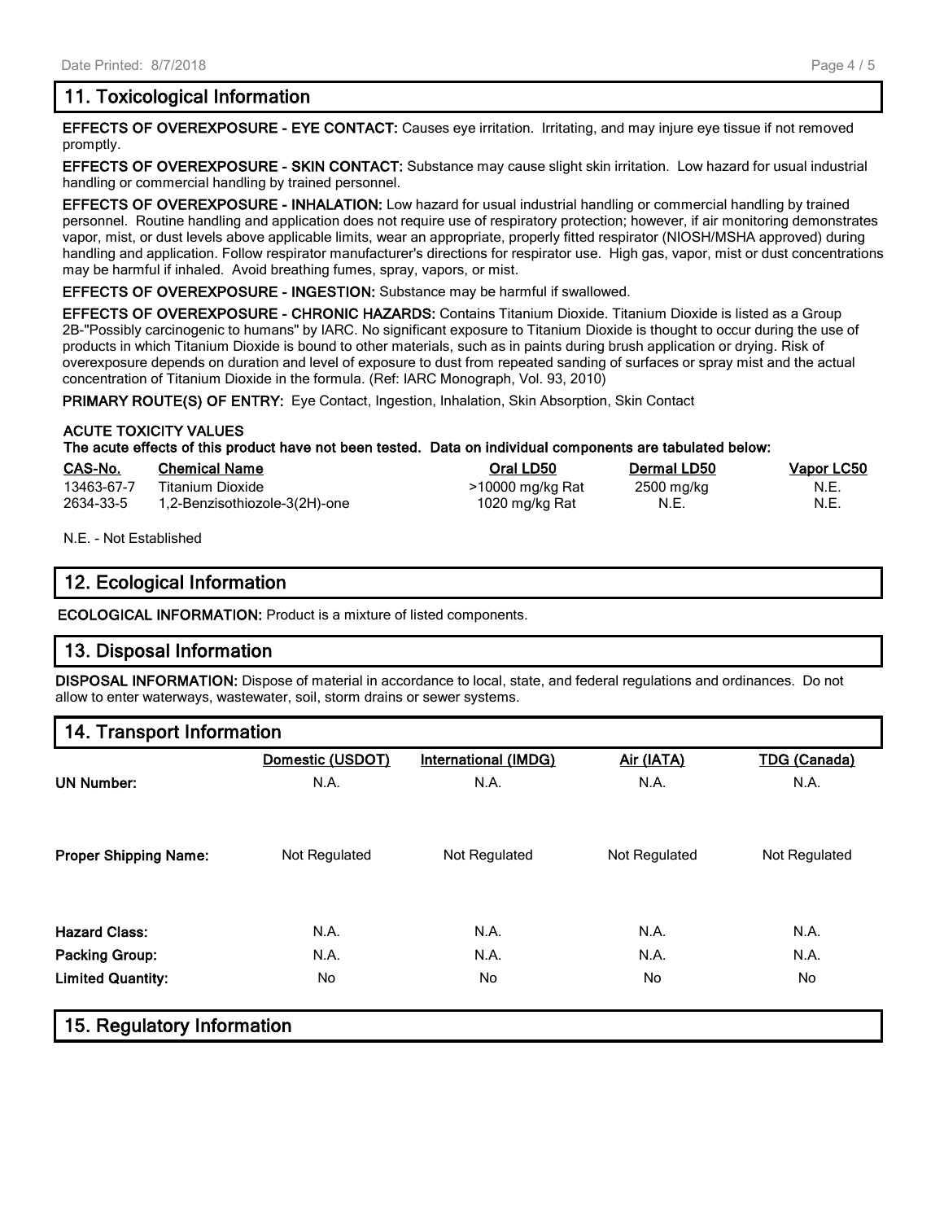## 11. Toxicological Information

**EFFECTS OF OVEREXPOSURE - EYE CONTACT:** Causes eye irritation. Irritating, and may injure eye tissue if not removed promptly.

**EFFECTS OF OVEREXPOSURE - SKIN CONTACT:** Substance may cause slight skin irritation. Low hazard for usual industrial handling or commercial handling by trained personnel.

**EFFECTS OF OVEREXPOSURE - INHALATION:** Low hazard for usual industrial handling or commercial handling by trained personnel. Routine handling and application does not require use of respiratory protection; however, if air monitoring demonstrates vapor, mist, or dust levels above applicable limits, wear an appropriate, properly fitted respirator (NIOSH/MSHA approved) during handling and application. Follow respirator manufacturer's directions for respirator use. High gas, vapor, mist or dust concentrations may be harmful if inhaled. Avoid breathing fumes, spray, vapors, or mist.

**EFFECTS OF OVEREXPOSURE - INGESTION:** Substance may be harmful if swallowed.

**EFFECTS OF OVEREXPOSURE - CHRONIC HAZARDS:** Contains Titanium Dioxide. Titanium Dioxide is listed as a Group 2B-"Possibly carcinogenic to humans" by IARC. No significant exposure to Titanium Dioxide is thought to occur during the use of products in which Titanium Dioxide is bound to other materials, such as in paints during brush application or drying. Risk of overexposure depends on duration and level of exposure to dust from repeated sanding of surfaces or spray mist and the actual concentration of Titanium Dioxide in the formula. (Ref: IARC Monograph, Vol. 93, 2010)

**PRIMARY ROUTE(S) OF ENTRY:** Eye Contact, Ingestion, Inhalation, Skin Absorption, Skin Contact

**ACUTE TOXICITY VALUES**
**The acute effects of this product have not been tested. Data on individual components are tabulated below:**

| CAS-No. | Chemical Name | Oral LD50 | Dermal LD50 | Vapor LC50 |
|---|---|---|---|---|
| 13463-67-7 | Titanium Dioxide | >10000 mg/kg Rat | 2500 mg/kg | N.E. |
| 2634-33-5 | 1,2-Benzisothiozole-3(2H)-one | 1020 mg/kg Rat | N.E. | N.E. |

N.E. - Not Established

## 12. Ecological Information

**ECOLOGICAL INFORMATION:** Product is a mixture of listed components.

## 13. Disposal Information

**DISPOSAL INFORMATION:** Dispose of material in accordance to local, state, and federal regulations and ordinances. Do not allow to enter waterways, wastewater, soil, storm drains or sewer systems.

## 14. Transport Information

| | Domestic (USDOT) | International (IMDG) | Air (IATA) | TDG (Canada) |
|---|---|---|---|---|
| **UN Number:** | N.A. | N.A. | N.A. | N.A. |
| **Proper Shipping Name:** | Not Regulated | Not Regulated | Not Regulated | Not Regulated |
| **Hazard Class:** | N.A. | N.A. | N.A. | N.A. |
| **Packing Group:** | N.A. | N.A. | N.A. | N.A. |
| **Limited Quantity:** | No | No | No | No |

## 15. Regulatory Information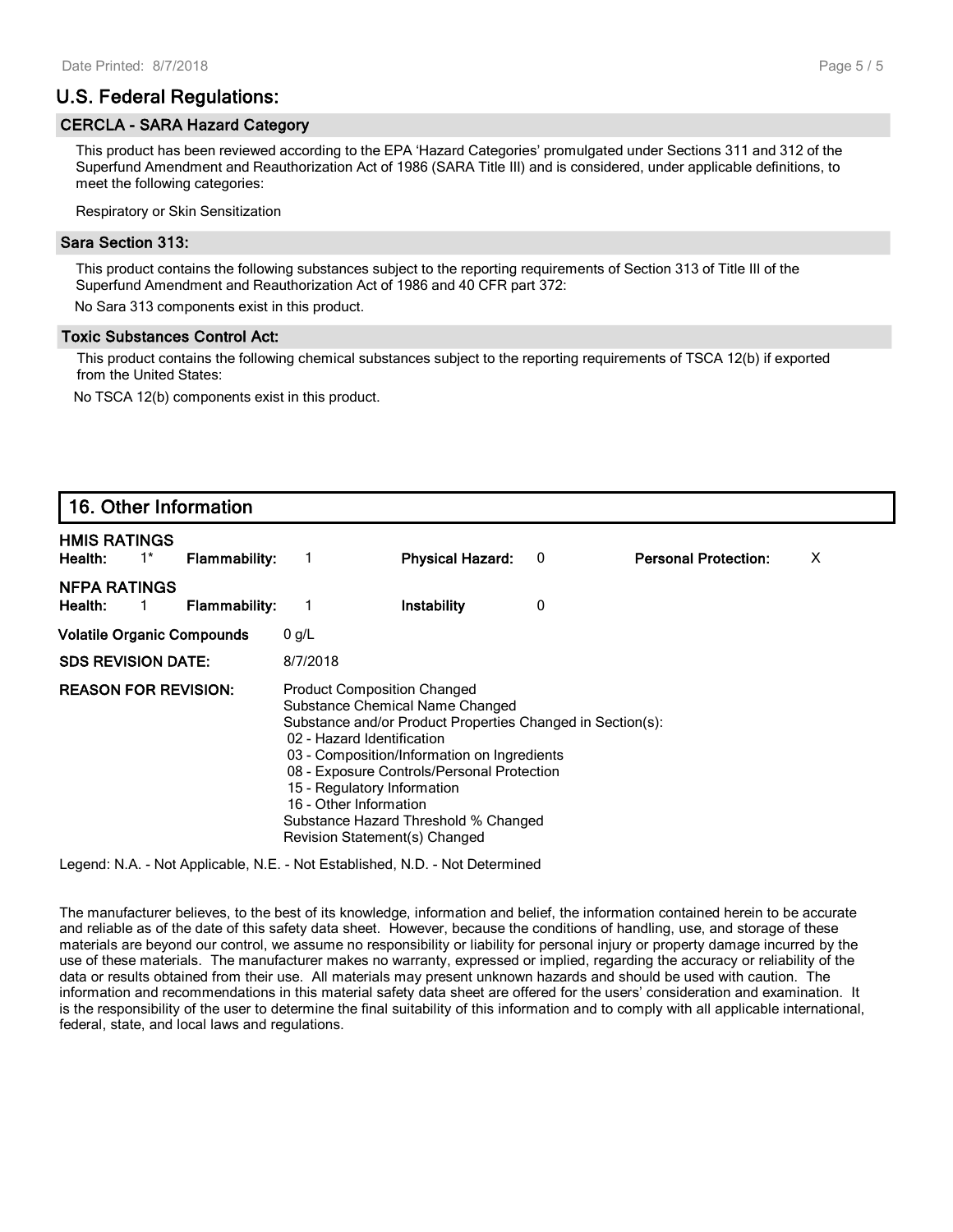## U.S. Federal Regulations:

### CERCLA - SARA Hazard Category

This product has been reviewed according to the EPA 'Hazard Categories' promulgated under Sections 311 and 312 of the Superfund Amendment and Reauthorization Act of 1986 (SARA Title III) and is considered, under applicable definitions, to meet the following categories:

Respiratory or Skin Sensitization

### Sara Section 313:

This product contains the following substances subject to the reporting requirements of Section 313 of Title III of the Superfund Amendment and Reauthorization Act of 1986 and 40 CFR part 372:

No Sara 313 components exist in this product.

### Toxic Substances Control Act:

This product contains the following chemical substances subject to the reporting requirements of TSCA 12(b) if exported from the United States:

No TSCA 12(b) components exist in this product.

## 16. Other Information

**HMIS RATINGS**

| | | | | | | | |
|---|---|---|---|---|---|---|---|
| **Health:** | 1* | **Flammability:** | 1 | **Physical Hazard:** | 0 | **Personal Protection:** | X |

**NFPA RATINGS**

| | | | | | |
|---|---|---|---|---|---|
| **Health:** | 1 | **Flammability:** | 1 | **Instability** | 0 |

**Volatile Organic Compounds** 0 g/L

**SDS REVISION DATE:** 8/7/2018

**REASON FOR REVISION:**

Product Composition Changed
Substance Chemical Name Changed
Substance and/or Product Properties Changed in Section(s):
- 02 - Hazard Identification
- 03 - Composition/Information on Ingredients
- 08 - Exposure Controls/Personal Protection
- 15 - Regulatory Information
- 16 - Other Information

Substance Hazard Threshold % Changed
Revision Statement(s) Changed

Legend: N.A. - Not Applicable, N.E. - Not Established, N.D. - Not Determined

The manufacturer believes, to the best of its knowledge, information and belief, the information contained herein to be accurate and reliable as of the date of this safety data sheet. However, because the conditions of handling, use, and storage of these materials are beyond our control, we assume no responsibility or liability for personal injury or property damage incurred by the use of these materials. The manufacturer makes no warranty, expressed or implied, regarding the accuracy or reliability of the data or results obtained from their use. All materials may present unknown hazards and should be used with caution. The information and recommendations in this material safety data sheet are offered for the users' consideration and examination. It is the responsibility of the user to determine the final suitability of this information and to comply with all applicable international, federal, state, and local laws and regulations.